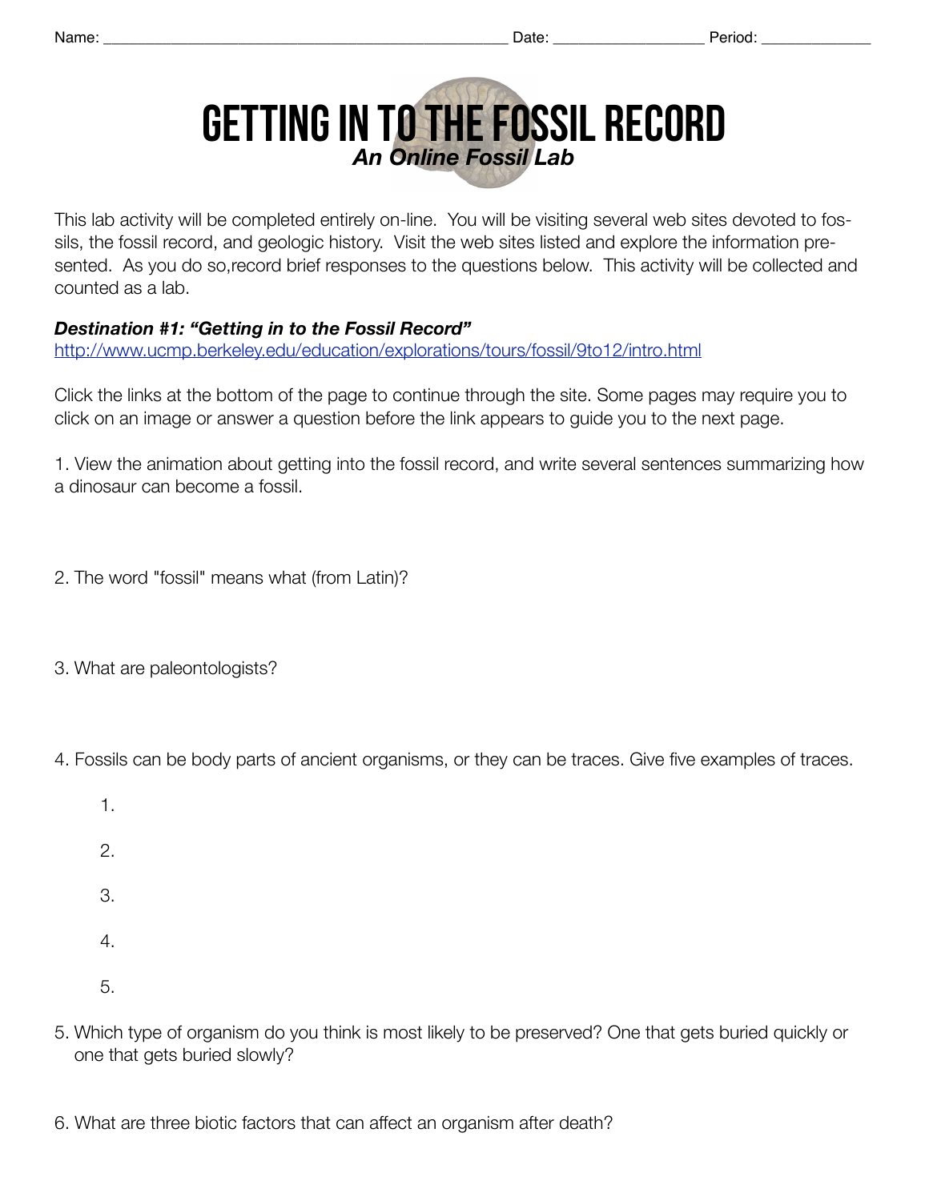Name: ________________________________________________ Date: __________________ Period: _____________

# GETTING IN TO THE FOSSIL RECORD

***An Online Fossil Lab***

This lab activity will be completed entirely on-line. You will be visiting several web sites devoted to fossils, the fossil record, and geologic history. Visit the web sites listed and explore the information presented. As you do so,record brief responses to the questions below. This activity will be collected and counted as a lab.

***Destination #1: "Getting in to the Fossil Record"***
http://www.ucmp.berkeley.edu/education/explorations/tours/fossil/9to12/intro.html

Click the links at the bottom of the page to continue through the site. Some pages may require you to click on an image or answer a question before the link appears to guide you to the next page.

1. View the animation about getting into the fossil record, and write several sentences summarizing how a dinosaur can become a fossil.

2. The word "fossil" means what (from Latin)?

3. What are paleontologists?

4. Fossils can be body parts of ancient organisms, or they can be traces. Give five examples of traces.

    1.
    2.
    3.
    4.
    5.

5. Which type of organism do you think is most likely to be preserved? One that gets buried quickly or one that gets buried slowly?

6. What are three biotic factors that can affect an organism after death?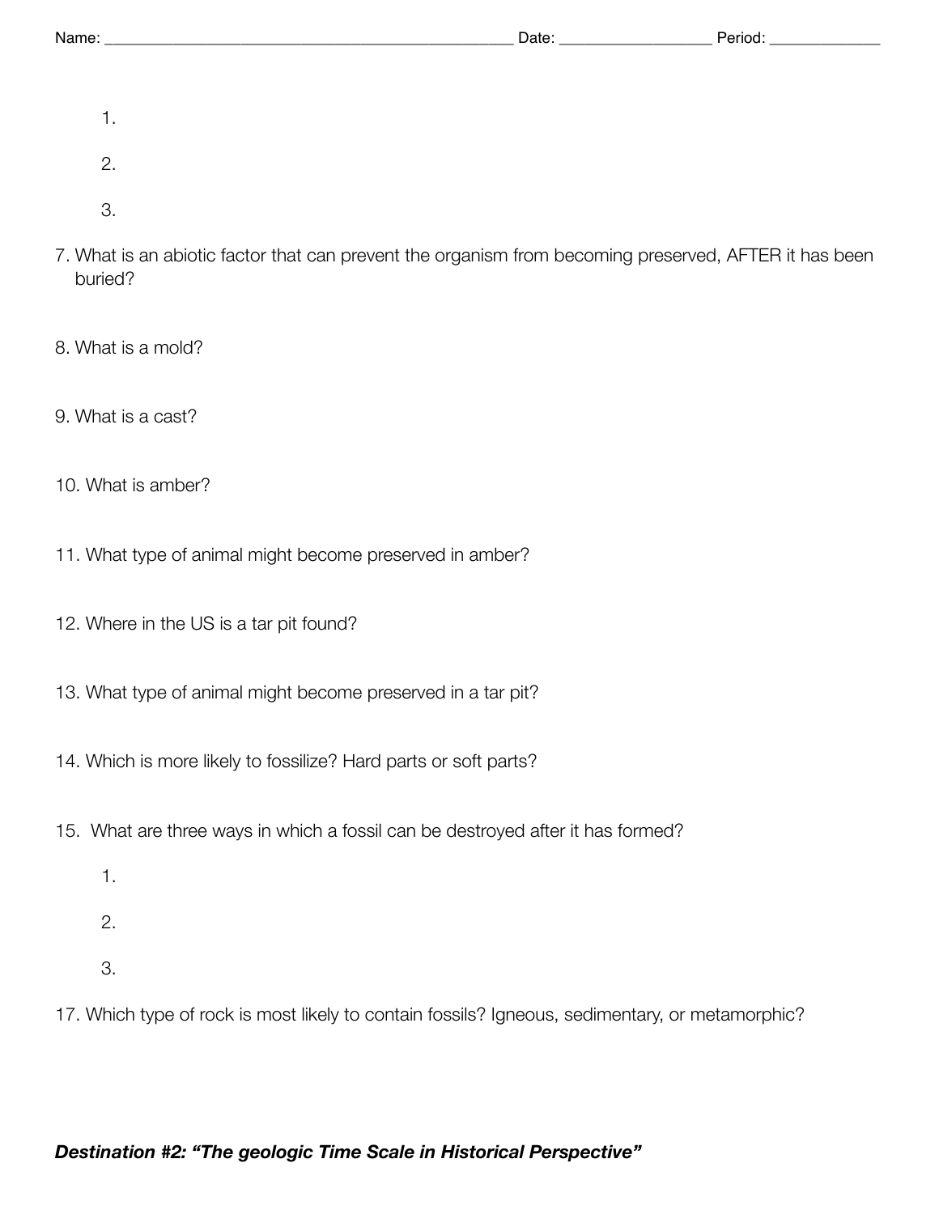Name: ____________________________________________ Date: ________________ Period: ____________

1.

2.

3.

7. What is an abiotic factor that can prevent the organism from becoming preserved, AFTER it has been buried?

8. What is a mold?

9. What is a cast?

10. What is amber?

11. What type of animal might become preserved in amber?

12. Where in the US is a tar pit found?

13. What type of animal might become preserved in a tar pit?

14. Which is more likely to fossilize? Hard parts or soft parts?

15. What are three ways in which a fossil can be destroyed after it has formed?

1.

2.

3.

17. Which type of rock is most likely to contain fossils? Igneous, sedimentary, or metamorphic?

***Destination #2: "The geologic Time Scale in Historical Perspective"***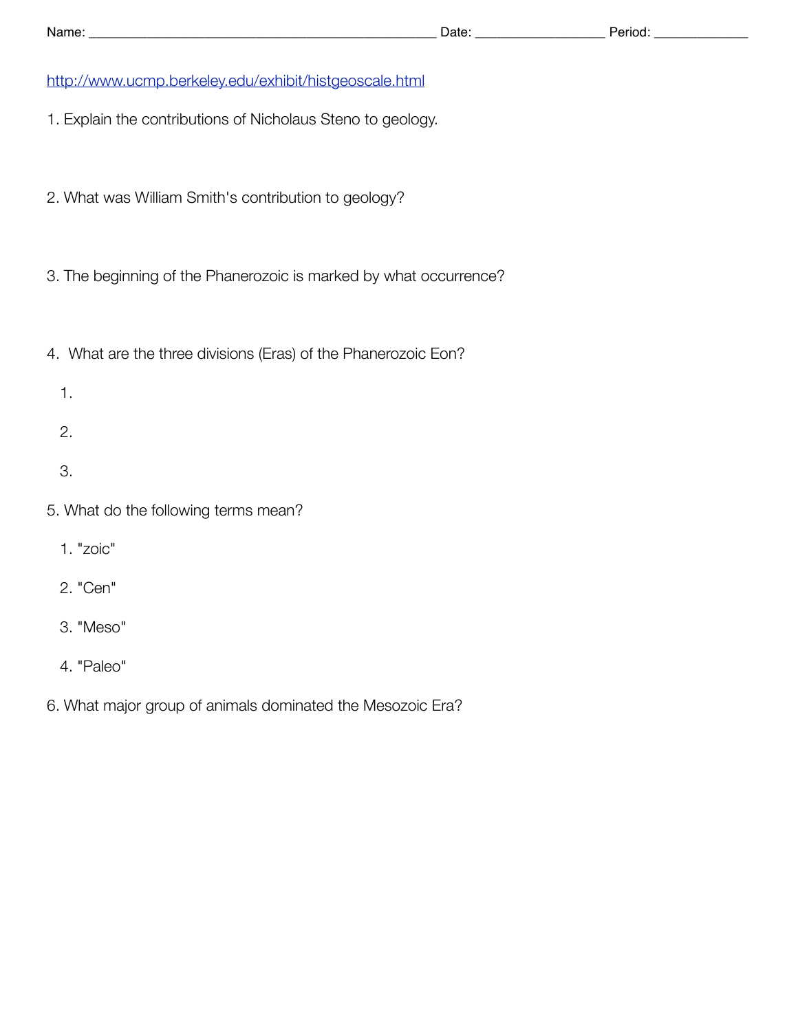Name: ________________________________________________ Date: _________________ Period: _____________

http://www.ucmp.berkeley.edu/exhibit/histgeoscale.html

1. Explain the contributions of Nicholaus Steno to geology.

2. What was William Smith's contribution to geology?

3. The beginning of the Phanerozoic is marked by what occurrence?

4. What are the three divisions (Eras) of the Phanerozoic Eon?

   1.

   2.

   3.

5. What do the following terms mean?

   1. "zoic"

   2. "Cen"

   3. "Meso"

   4. "Paleo"

6. What major group of animals dominated the Mesozoic Era?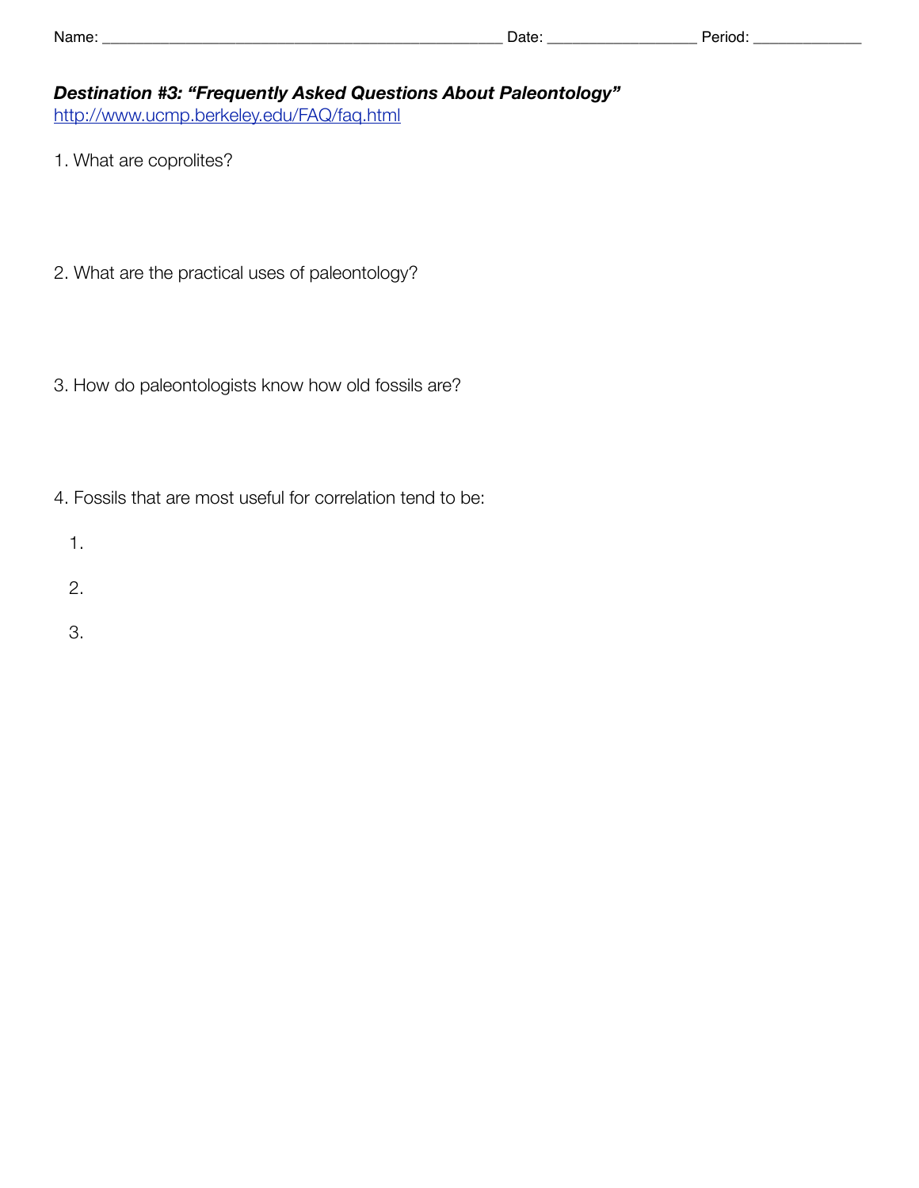Name: ___________________________________________________ Date: __________________ Period: _____________

***Destination #3: "Frequently Asked Questions About Paleontology"***
http://www.ucmp.berkeley.edu/FAQ/faq.html

1. What are coprolites?

2. What are the practical uses of paleontology?

3. How do paleontologists know how old fossils are?

4. Fossils that are most useful for correlation tend to be:

   1.

   2.

   3.